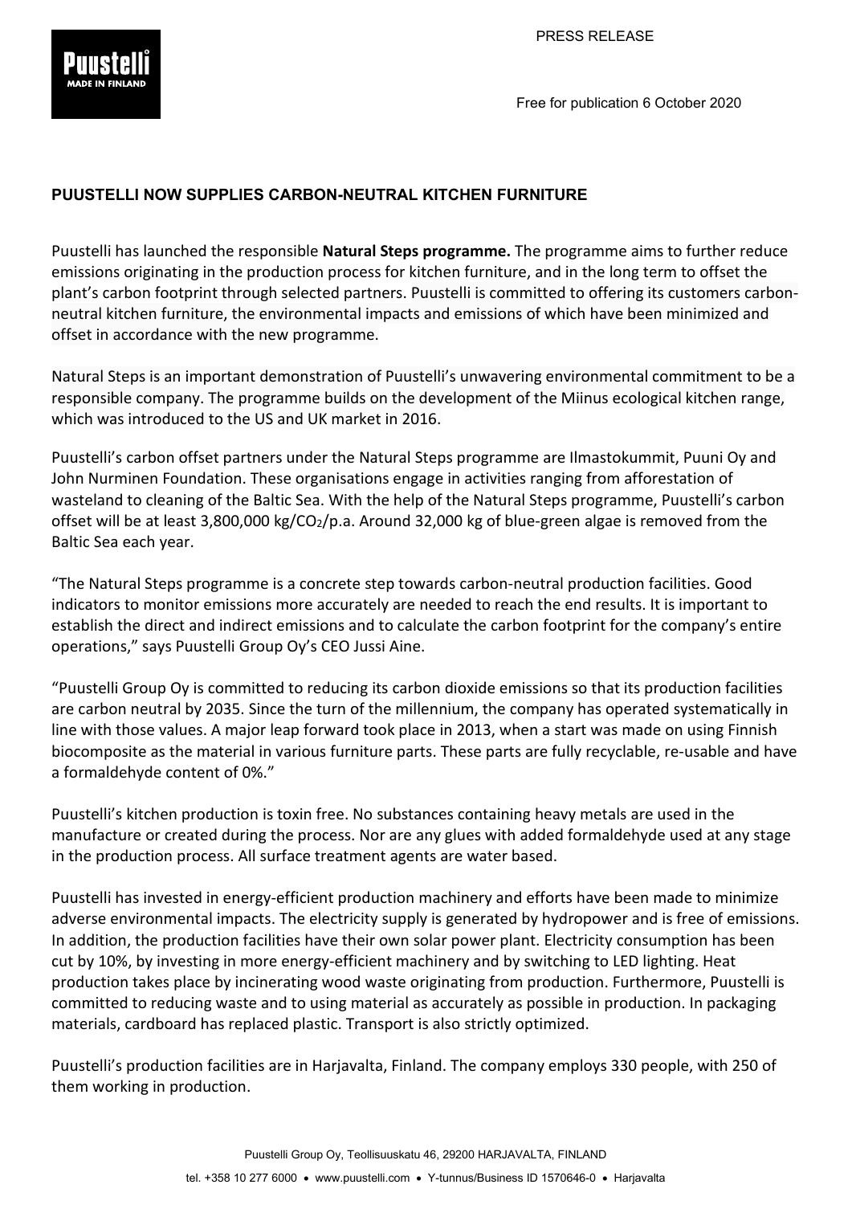PRESS RELEASE

Free for publication 6 October 2020

# PUUSTELLI NOW SUPPLIES CARBON-NEUTRAL KITCHEN FURNITURE

Puustelli has launched the responsible **Natural Steps programme.** The programme aims to further reduce emissions originating in the production process for kitchen furniture, and in the long term to offset the plant's carbon footprint through selected partners. Puustelli is committed to offering its customers carbon-neutral kitchen furniture, the environmental impacts and emissions of which have been minimized and offset in accordance with the new programme.

Natural Steps is an important demonstration of Puustelli's unwavering environmental commitment to be a responsible company. The programme builds on the development of the Miinus ecological kitchen range, which was introduced to the US and UK market in 2016.

Puustelli's carbon offset partners under the Natural Steps programme are Ilmastokummit, Puuni Oy and John Nurminen Foundation. These organisations engage in activities ranging from afforestation of wasteland to cleaning of the Baltic Sea. With the help of the Natural Steps programme, Puustelli's carbon offset will be at least 3,800,000 kg/$CO_2$/p.a. Around 32,000 kg of blue-green algae is removed from the Baltic Sea each year.

"The Natural Steps programme is a concrete step towards carbon-neutral production facilities. Good indicators to monitor emissions more accurately are needed to reach the end results. It is important to establish the direct and indirect emissions and to calculate the carbon footprint for the company's entire operations," says Puustelli Group Oy's CEO Jussi Aine.

"Puustelli Group Oy is committed to reducing its carbon dioxide emissions so that its production facilities are carbon neutral by 2035. Since the turn of the millennium, the company has operated systematically in line with those values. A major leap forward took place in 2013, when a start was made on using Finnish biocomposite as the material in various furniture parts. These parts are fully recyclable, re-usable and have a formaldehyde content of 0%."

Puustelli's kitchen production is toxin free. No substances containing heavy metals are used in the manufacture or created during the process. Nor are any glues with added formaldehyde used at any stage in the production process. All surface treatment agents are water based.

Puustelli has invested in energy-efficient production machinery and efforts have been made to minimize adverse environmental impacts. The electricity supply is generated by hydropower and is free of emissions. In addition, the production facilities have their own solar power plant. Electricity consumption has been cut by 10%, by investing in more energy-efficient machinery and by switching to LED lighting. Heat production takes place by incinerating wood waste originating from production. Furthermore, Puustelli is committed to reducing waste and to using material as accurately as possible in production. In packaging materials, cardboard has replaced plastic. Transport is also strictly optimized.

Puustelli's production facilities are in Harjavalta, Finland. The company employs 330 people, with 250 of them working in production.

Puustelli Group Oy, Teollisuuskatu 46, 29200 HARJAVALTA, FINLAND

tel. +358 10 277 6000 • www.puustelli.com • Y-tunnus/Business ID 1570646-0 • Harjavalta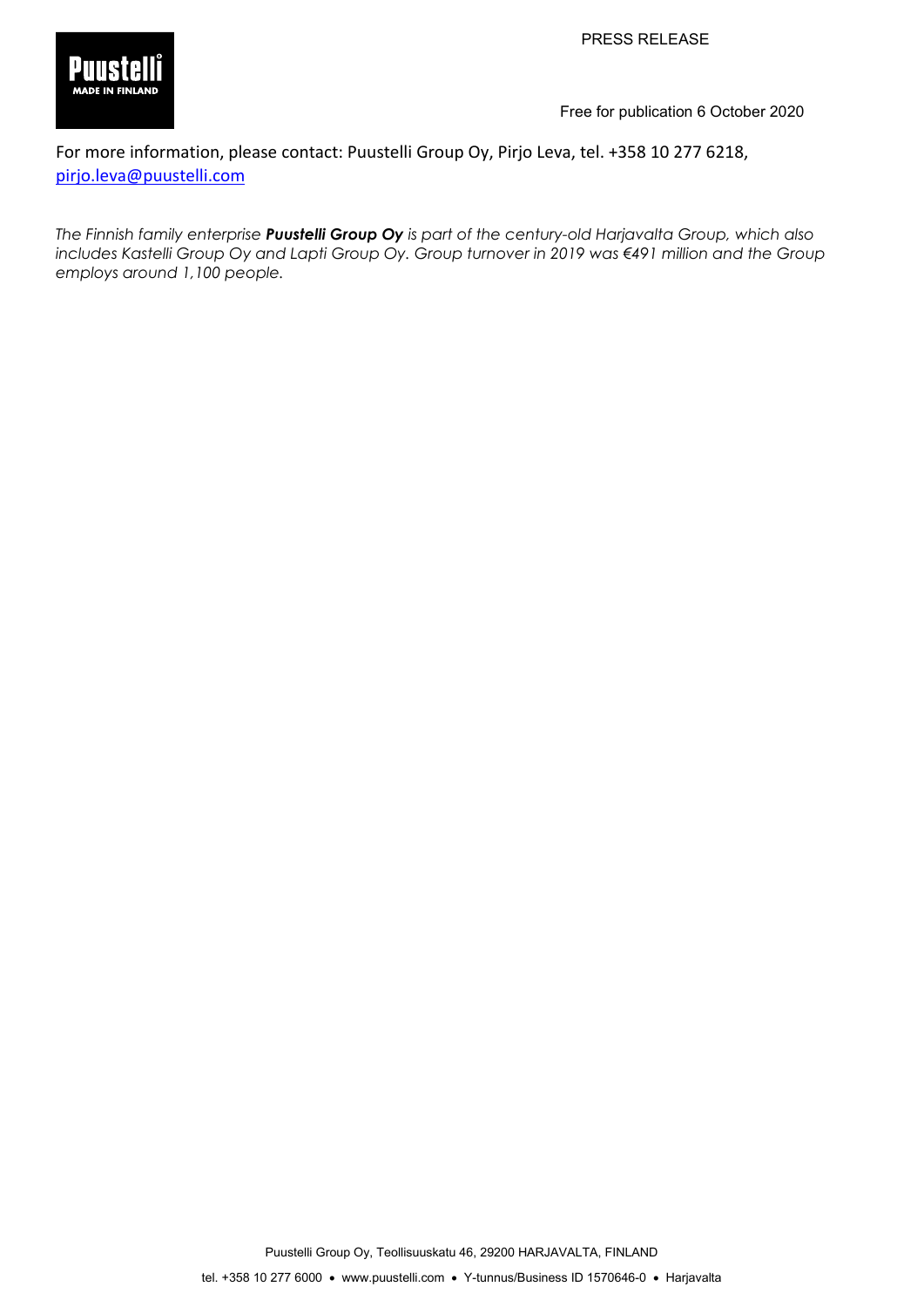PRESS RELEASE

Free for publication 6 October 2020

For more information, please contact: Puustelli Group Oy, Pirjo Leva, tel. +358 10 277 6218, pirjo.leva@puustelli.com

*The Finnish family enterprise* ***Puustelli Group Oy*** *is part of the century-old Harjavalta Group, which also includes Kastelli Group Oy and Lapti Group Oy. Group turnover in 2019 was €491 million and the Group employs around 1,100 people.*

Puustelli Group Oy, Teollisuuskatu 46, 29200 HARJAVALTA, FINLAND

tel. +358 10 277 6000 • www.puustelli.com • Y-tunnus/Business ID 1570646-0 • Harjavalta